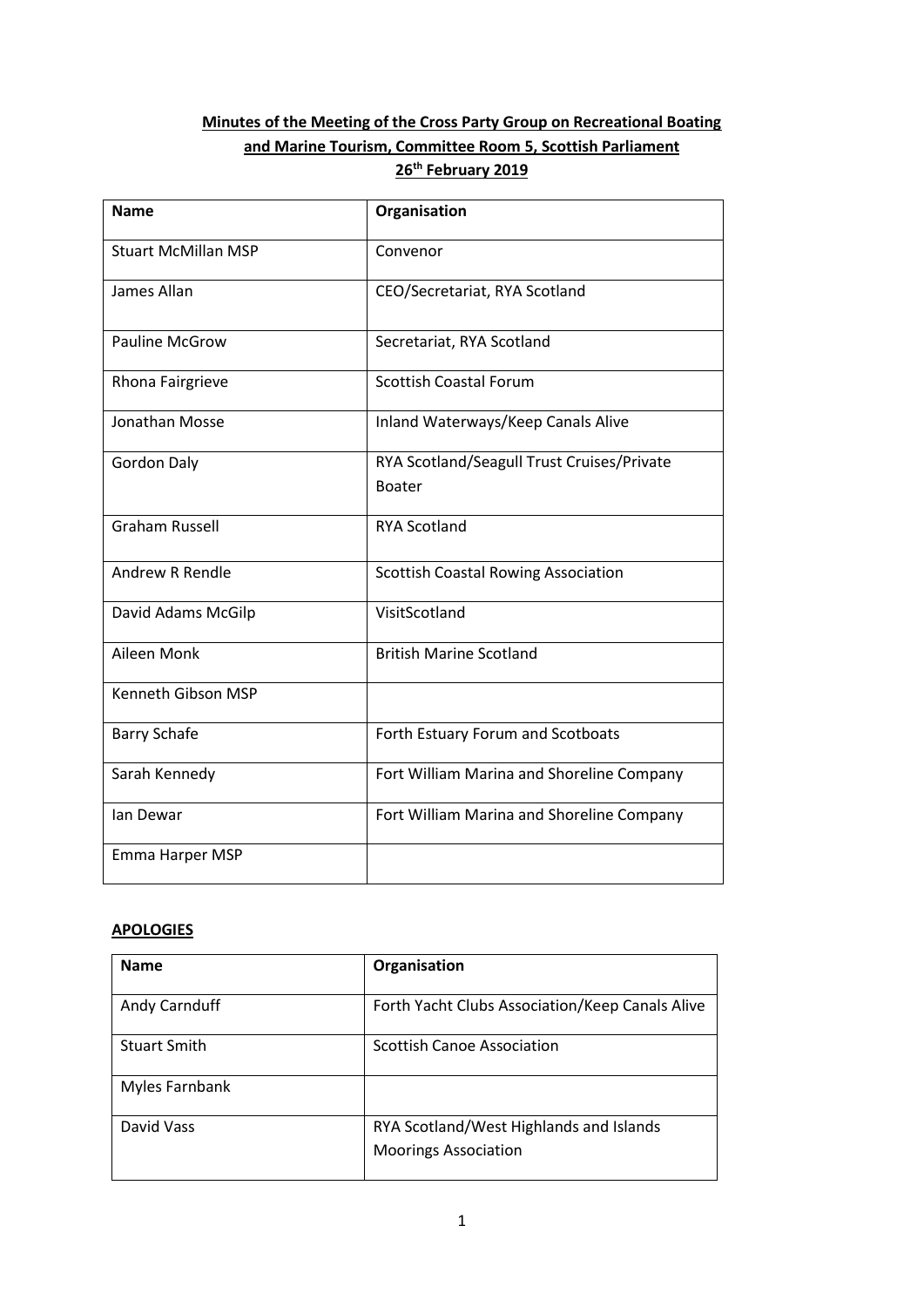**Minutes of the Meeting of the Cross Party Group on Recreational Boating and Marine Tourism, Committee Room 5, Scottish Parliament**
**26th February 2019**

| Name | Organisation |
|---|---|
| Stuart McMillan MSP | Convenor |
| James Allan | CEO/Secretariat, RYA Scotland |
| Pauline McGrow | Secretariat, RYA Scotland |
| Rhona Fairgrieve | Scottish Coastal Forum |
| Jonathan Mosse | Inland Waterways/Keep Canals Alive |
| Gordon Daly | RYA Scotland/Seagull Trust Cruises/Private Boater |
| Graham Russell | RYA Scotland |
| Andrew R Rendle | Scottish Coastal Rowing Association |
| David Adams McGilp | VisitScotland |
| Aileen Monk | British Marine Scotland |
| Kenneth Gibson MSP | |
| Barry Schafe | Forth Estuary Forum and Scotboats |
| Sarah Kennedy | Fort William Marina and Shoreline Company |
| Ian Dewar | Fort William Marina and Shoreline Company |
| Emma Harper MSP | |

## APOLOGIES

| Name | Organisation |
|---|---|
| Andy Carnduff | Forth Yacht Clubs Association/Keep Canals Alive |
| Stuart Smith | Scottish Canoe Association |
| Myles Farnbank | |
| David Vass | RYA Scotland/West Highlands and Islands Moorings Association |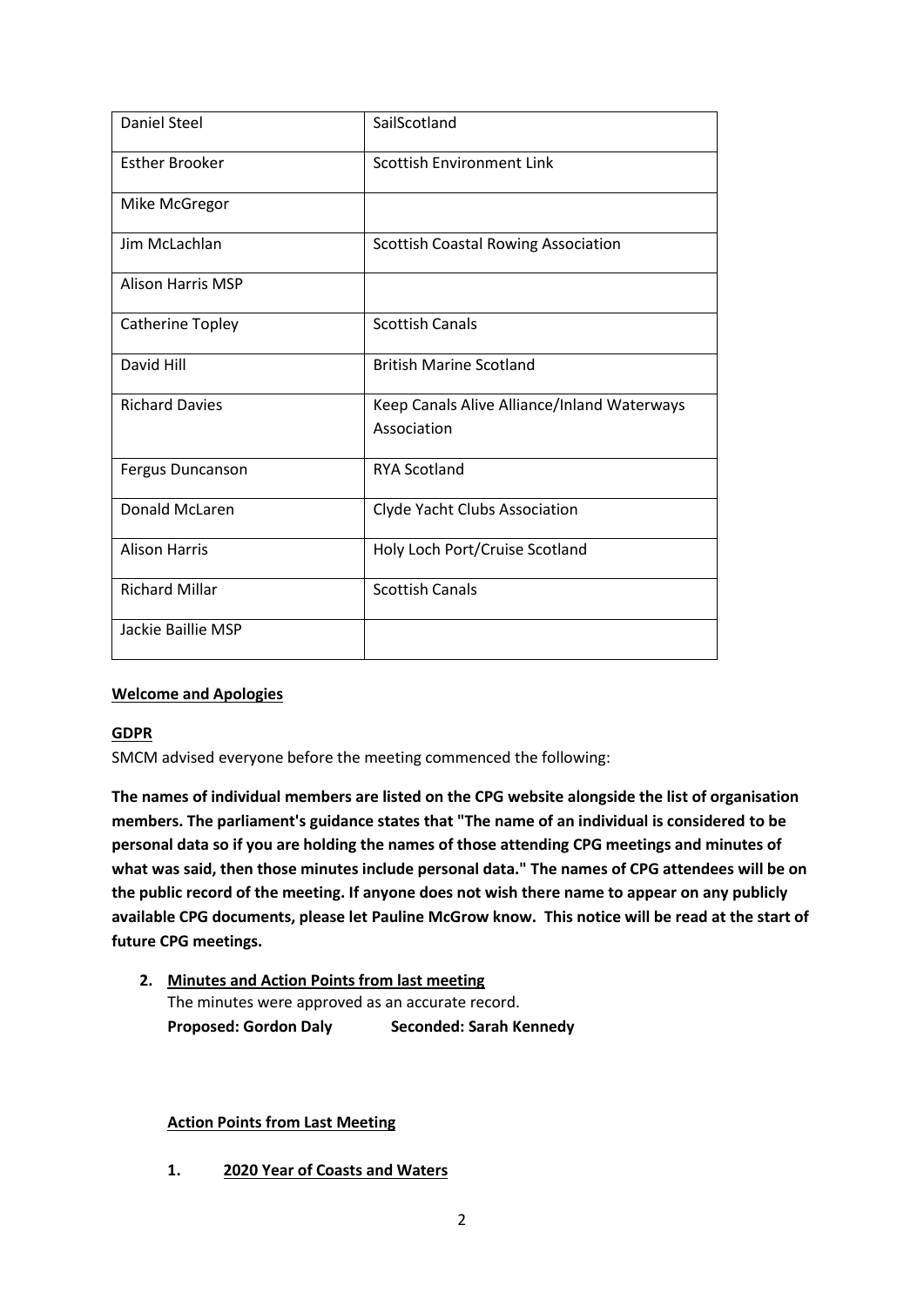| Daniel Steel | SailScotland |
|---|---|
| Esther Brooker | Scottish Environment Link |
| Mike McGregor | |
| Jim McLachlan | Scottish Coastal Rowing Association |
| Alison Harris MSP | |
| Catherine Topley | Scottish Canals |
| David Hill | British Marine Scotland |
| Richard Davies | Keep Canals Alive Alliance/Inland Waterways Association |
| Fergus Duncanson | RYA Scotland |
| Donald McLaren | Clyde Yacht Clubs Association |
| Alison Harris | Holy Loch Port/Cruise Scotland |
| Richard Millar | Scottish Canals |
| Jackie Baillie MSP | |

**Welcome and Apologies**

**GDPR**

SMCM advised everyone before the meeting commenced the following:

**The names of individual members are listed on the CPG website alongside the list of organisation members. The parliament's guidance states that "The name of an individual is considered to be personal data so if you are holding the names of those attending CPG meetings and minutes of what was said, then those minutes include personal data." The names of CPG attendees will be on the public record of the meeting. If anyone does not wish there name to appear on any publicly available CPG documents, please let Pauline McGrow know. This notice will be read at the start of future CPG meetings.**

2. **Minutes and Action Points from last meeting**

   The minutes were approved as an accurate record.

   **Proposed: Gordon Daly Seconded: Sarah Kennedy**

**Action Points from Last Meeting**

1. **2020 Year of Coasts and Waters**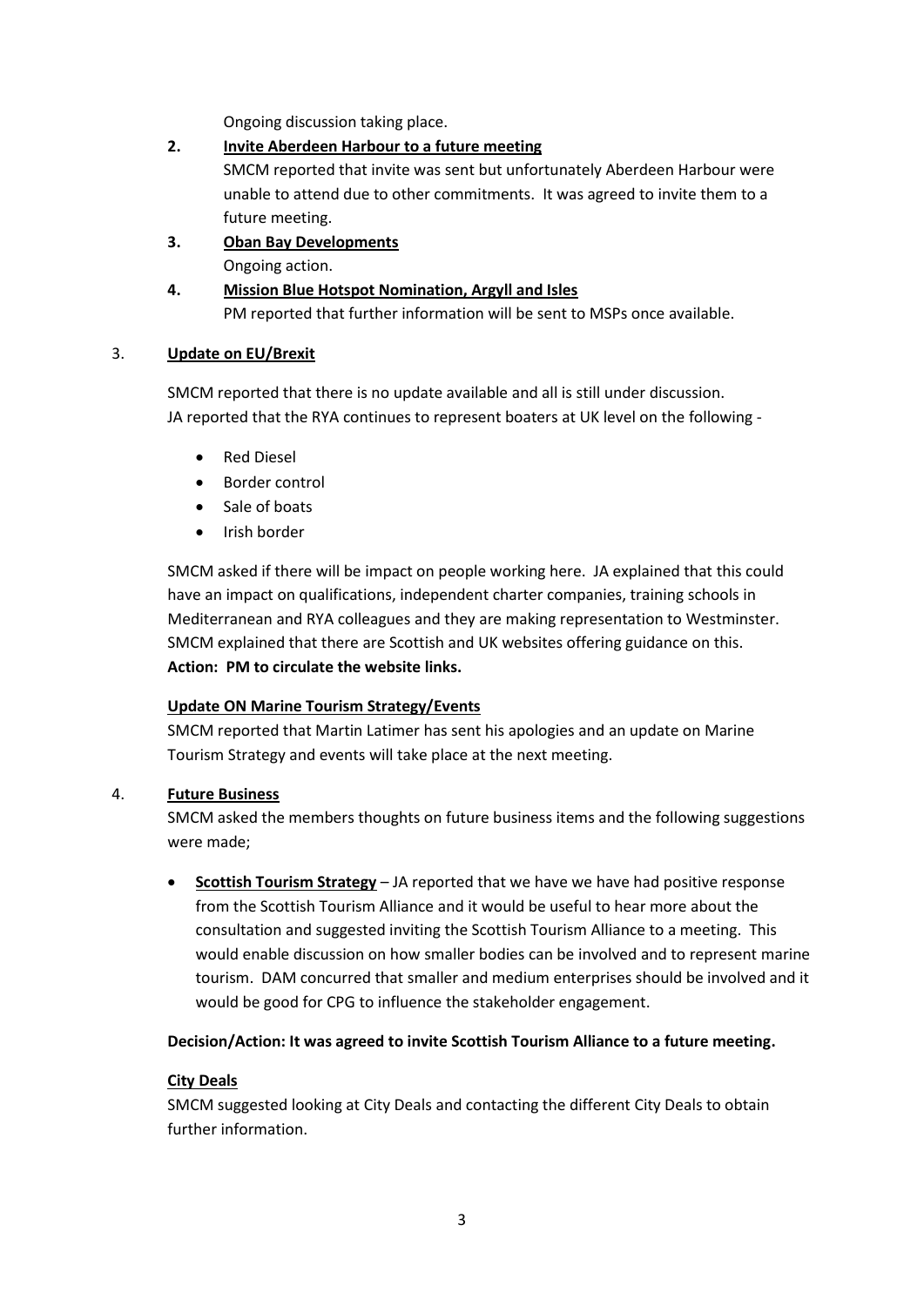Ongoing discussion taking place.

2. **Invite Aberdeen Harbour to a future meeting**
   SMCM reported that invite was sent but unfortunately Aberdeen Harbour were unable to attend due to other commitments. It was agreed to invite them to a future meeting.

3. **Oban Bay Developments**
   Ongoing action.

4. **Mission Blue Hotspot Nomination, Argyll and Isles**
   PM reported that further information will be sent to MSPs once available.

## 3. Update on EU/Brexit

SMCM reported that there is no update available and all is still under discussion.
JA reported that the RYA continues to represent boaters at UK level on the following -

- Red Diesel
- Border control
- Sale of boats
- Irish border

SMCM asked if there will be impact on people working here. JA explained that this could have an impact on qualifications, independent charter companies, training schools in Mediterranean and RYA colleagues and they are making representation to Westminster. SMCM explained that there are Scottish and UK websites offering guidance on this.
**Action: PM to circulate the website links.**

**Update ON Marine Tourism Strategy/Events**

SMCM reported that Martin Latimer has sent his apologies and an update on Marine Tourism Strategy and events will take place at the next meeting.

## 4. Future Business

SMCM asked the members thoughts on future business items and the following suggestions were made;

- **Scottish Tourism Strategy** – JA reported that we have we have had positive response from the Scottish Tourism Alliance and it would be useful to hear more about the consultation and suggested inviting the Scottish Tourism Alliance to a meeting. This would enable discussion on how smaller bodies can be involved and to represent marine tourism. DAM concurred that smaller and medium enterprises should be involved and it would be good for CPG to influence the stakeholder engagement.

**Decision/Action: It was agreed to invite Scottish Tourism Alliance to a future meeting.**

**City Deals**

SMCM suggested looking at City Deals and contacting the different City Deals to obtain further information.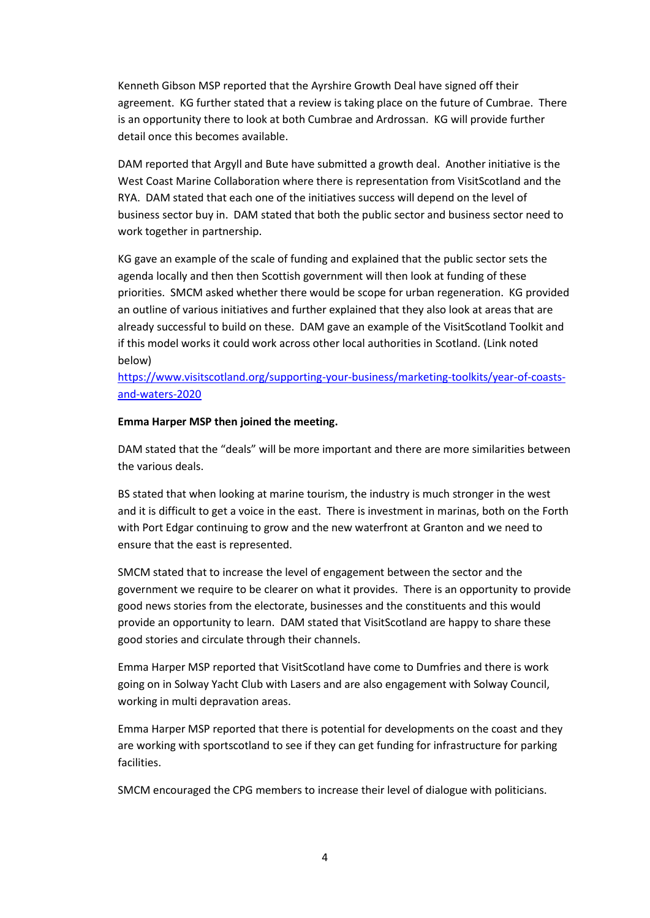Kenneth Gibson MSP reported that the Ayrshire Growth Deal have signed off their agreement. KG further stated that a review is taking place on the future of Cumbrae. There is an opportunity there to look at both Cumbrae and Ardrossan. KG will provide further detail once this becomes available.

DAM reported that Argyll and Bute have submitted a growth deal. Another initiative is the West Coast Marine Collaboration where there is representation from VisitScotland and the RYA. DAM stated that each one of the initiatives success will depend on the level of business sector buy in. DAM stated that both the public sector and business sector need to work together in partnership.

KG gave an example of the scale of funding and explained that the public sector sets the agenda locally and then then Scottish government will then look at funding of these priorities. SMCM asked whether there would be scope for urban regeneration. KG provided an outline of various initiatives and further explained that they also look at areas that are already successful to build on these. DAM gave an example of the VisitScotland Toolkit and if this model works it could work across other local authorities in Scotland. (Link noted below)
[https://www.visitscotland.org/supporting-your-business/marketing-toolkits/year-of-coasts-and-waters-2020](https://www.visitscotland.org/supporting-your-business/marketing-toolkits/year-of-coasts-and-waters-2020)

**Emma Harper MSP then joined the meeting.**

DAM stated that the "deals" will be more important and there are more similarities between the various deals.

BS stated that when looking at marine tourism, the industry is much stronger in the west and it is difficult to get a voice in the east. There is investment in marinas, both on the Forth with Port Edgar continuing to grow and the new waterfront at Granton and we need to ensure that the east is represented.

SMCM stated that to increase the level of engagement between the sector and the government we require to be clearer on what it provides. There is an opportunity to provide good news stories from the electorate, businesses and the constituents and this would provide an opportunity to learn. DAM stated that VisitScotland are happy to share these good stories and circulate through their channels.

Emma Harper MSP reported that VisitScotland have come to Dumfries and there is work going on in Solway Yacht Club with Lasers and are also engagement with Solway Council, working in multi depravation areas.

Emma Harper MSP reported that there is potential for developments on the coast and they are working with sportscotland to see if they can get funding for infrastructure for parking facilities.

SMCM encouraged the CPG members to increase their level of dialogue with politicians.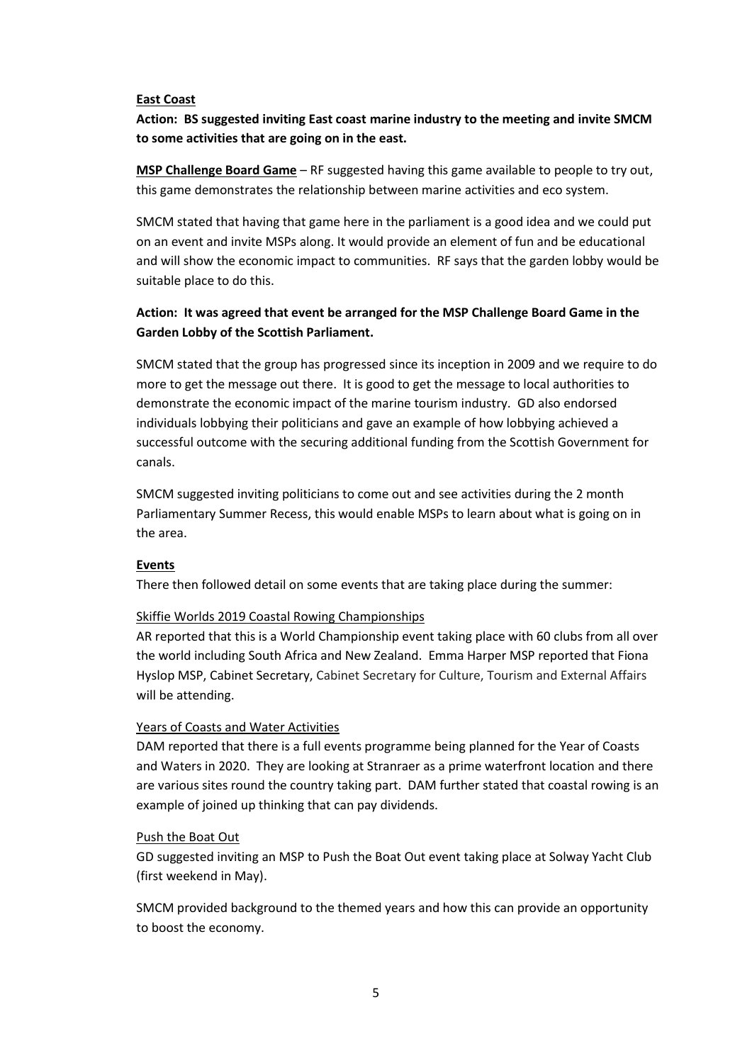**East Coast**

**Action: BS suggested inviting East coast marine industry to the meeting and invite SMCM to some activities that are going on in the east.**

**MSP Challenge Board Game** – RF suggested having this game available to people to try out, this game demonstrates the relationship between marine activities and eco system.

SMCM stated that having that game here in the parliament is a good idea and we could put on an event and invite MSPs along. It would provide an element of fun and be educational and will show the economic impact to communities. RF says that the garden lobby would be suitable place to do this.

**Action: It was agreed that event be arranged for the MSP Challenge Board Game in the Garden Lobby of the Scottish Parliament.**

SMCM stated that the group has progressed since its inception in 2009 and we require to do more to get the message out there. It is good to get the message to local authorities to demonstrate the economic impact of the marine tourism industry. GD also endorsed individuals lobbying their politicians and gave an example of how lobbying achieved a successful outcome with the securing additional funding from the Scottish Government for canals.

SMCM suggested inviting politicians to come out and see activities during the 2 month Parliamentary Summer Recess, this would enable MSPs to learn about what is going on in the area.

**Events**

There then followed detail on some events that are taking place during the summer:

Skiffie Worlds 2019 Coastal Rowing Championships

AR reported that this is a World Championship event taking place with 60 clubs from all over the world including South Africa and New Zealand. Emma Harper MSP reported that Fiona Hyslop MSP, Cabinet Secretary, Cabinet Secretary for Culture, Tourism and External Affairs will be attending.

Years of Coasts and Water Activities

DAM reported that there is a full events programme being planned for the Year of Coasts and Waters in 2020. They are looking at Stranraer as a prime waterfront location and there are various sites round the country taking part. DAM further stated that coastal rowing is an example of joined up thinking that can pay dividends.

Push the Boat Out

GD suggested inviting an MSP to Push the Boat Out event taking place at Solway Yacht Club (first weekend in May).

SMCM provided background to the themed years and how this can provide an opportunity to boost the economy.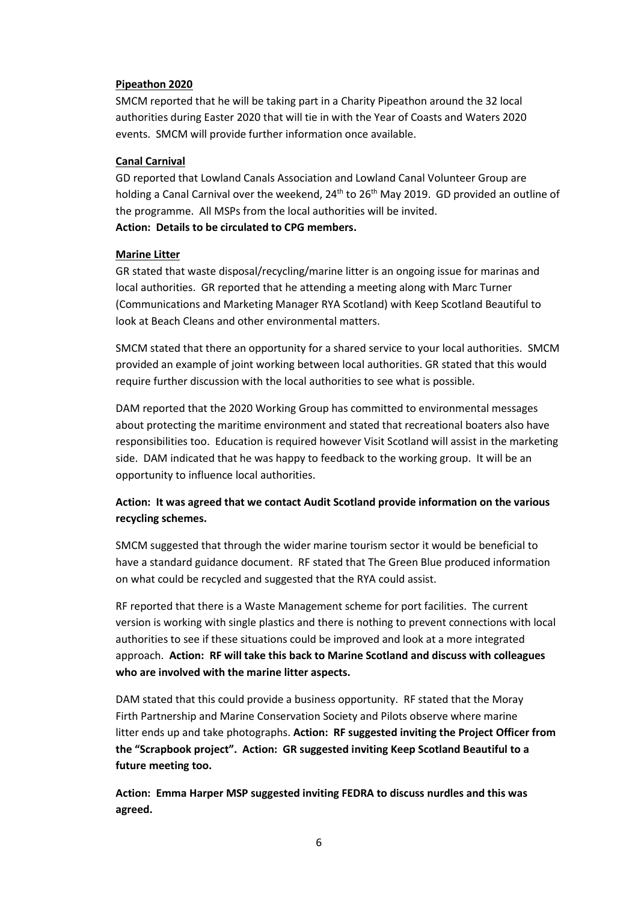**Pipeathon 2020**

SMCM reported that he will be taking part in a Charity Pipeathon around the 32 local authorities during Easter 2020 that will tie in with the Year of Coasts and Waters 2020 events. SMCM will provide further information once available.

**Canal Carnival**

GD reported that Lowland Canals Association and Lowland Canal Volunteer Group are holding a Canal Carnival over the weekend, 24th to 26th May 2019. GD provided an outline of the programme. All MSPs from the local authorities will be invited.

**Action: Details to be circulated to CPG members.**

**Marine Litter**

GR stated that waste disposal/recycling/marine litter is an ongoing issue for marinas and local authorities. GR reported that he attending a meeting along with Marc Turner (Communications and Marketing Manager RYA Scotland) with Keep Scotland Beautiful to look at Beach Cleans and other environmental matters.

SMCM stated that there an opportunity for a shared service to your local authorities. SMCM provided an example of joint working between local authorities. GR stated that this would require further discussion with the local authorities to see what is possible.

DAM reported that the 2020 Working Group has committed to environmental messages about protecting the maritime environment and stated that recreational boaters also have responsibilities too. Education is required however Visit Scotland will assist in the marketing side. DAM indicated that he was happy to feedback to the working group. It will be an opportunity to influence local authorities.

**Action: It was agreed that we contact Audit Scotland provide information on the various recycling schemes.**

SMCM suggested that through the wider marine tourism sector it would be beneficial to have a standard guidance document. RF stated that The Green Blue produced information on what could be recycled and suggested that the RYA could assist.

RF reported that there is a Waste Management scheme for port facilities. The current version is working with single plastics and there is nothing to prevent connections with local authorities to see if these situations could be improved and look at a more integrated approach. **Action: RF will take this back to Marine Scotland and discuss with colleagues who are involved with the marine litter aspects.**

DAM stated that this could provide a business opportunity. RF stated that the Moray Firth Partnership and Marine Conservation Society and Pilots observe where marine litter ends up and take photographs. **Action: RF suggested inviting the Project Officer from the "Scrapbook project". Action: GR suggested inviting Keep Scotland Beautiful to a future meeting too.**

**Action: Emma Harper MSP suggested inviting FEDRA to discuss nurdles and this was agreed.**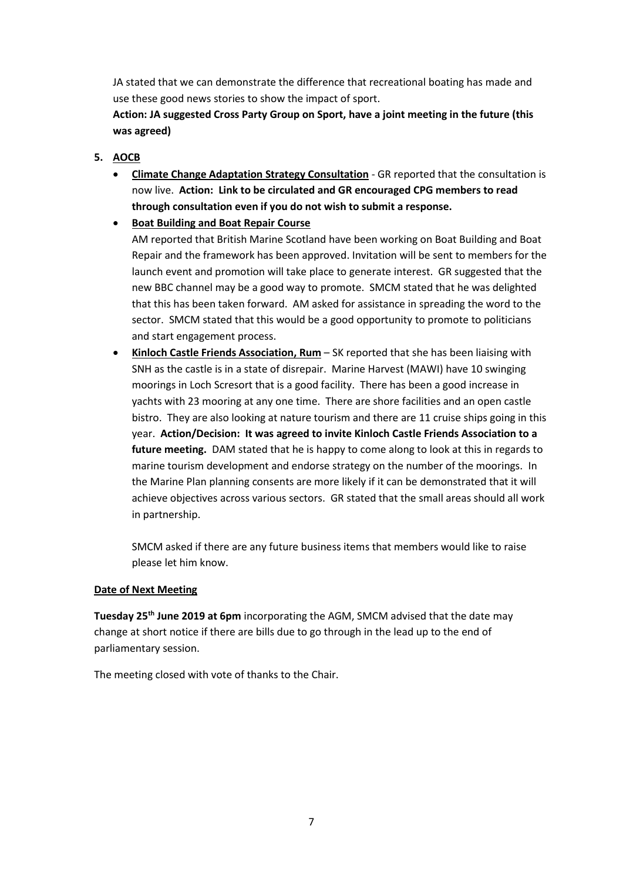JA stated that we can demonstrate the difference that recreational boating has made and use these good news stories to show the impact of sport.

**Action: JA suggested Cross Party Group on Sport, have a joint meeting in the future (this was agreed)**

5. **AOCB**

- **Climate Change Adaptation Strategy Consultation** - GR reported that the consultation is now live. **Action: Link to be circulated and GR encouraged CPG members to read through consultation even if you do not wish to submit a response.**
- **Boat Building and Boat Repair Course**

  AM reported that British Marine Scotland have been working on Boat Building and Boat Repair and the framework has been approved. Invitation will be sent to members for the launch event and promotion will take place to generate interest. GR suggested that the new BBC channel may be a good way to promote. SMCM stated that he was delighted that this has been taken forward. AM asked for assistance in spreading the word to the sector. SMCM stated that this would be a good opportunity to promote to politicians and start engagement process.
- **Kinloch Castle Friends Association, Rum** – SK reported that she has been liaising with SNH as the castle is in a state of disrepair. Marine Harvest (MAWI) have 10 swinging moorings in Loch Scresort that is a good facility. There has been a good increase in yachts with 23 mooring at any one time. There are shore facilities and an open castle bistro. They are also looking at nature tourism and there are 11 cruise ships going in this year. **Action/Decision: It was agreed to invite Kinloch Castle Friends Association to a future meeting.** DAM stated that he is happy to come along to look at this in regards to marine tourism development and endorse strategy on the number of the moorings. In the Marine Plan planning consents are more likely if it can be demonstrated that it will achieve objectives across various sectors. GR stated that the small areas should all work in partnership.

  SMCM asked if there are any future business items that members would like to raise please let him know.

**Date of Next Meeting**

**Tuesday 25th June 2019 at 6pm** incorporating the AGM, SMCM advised that the date may change at short notice if there are bills due to go through in the lead up to the end of parliamentary session.

The meeting closed with vote of thanks to the Chair.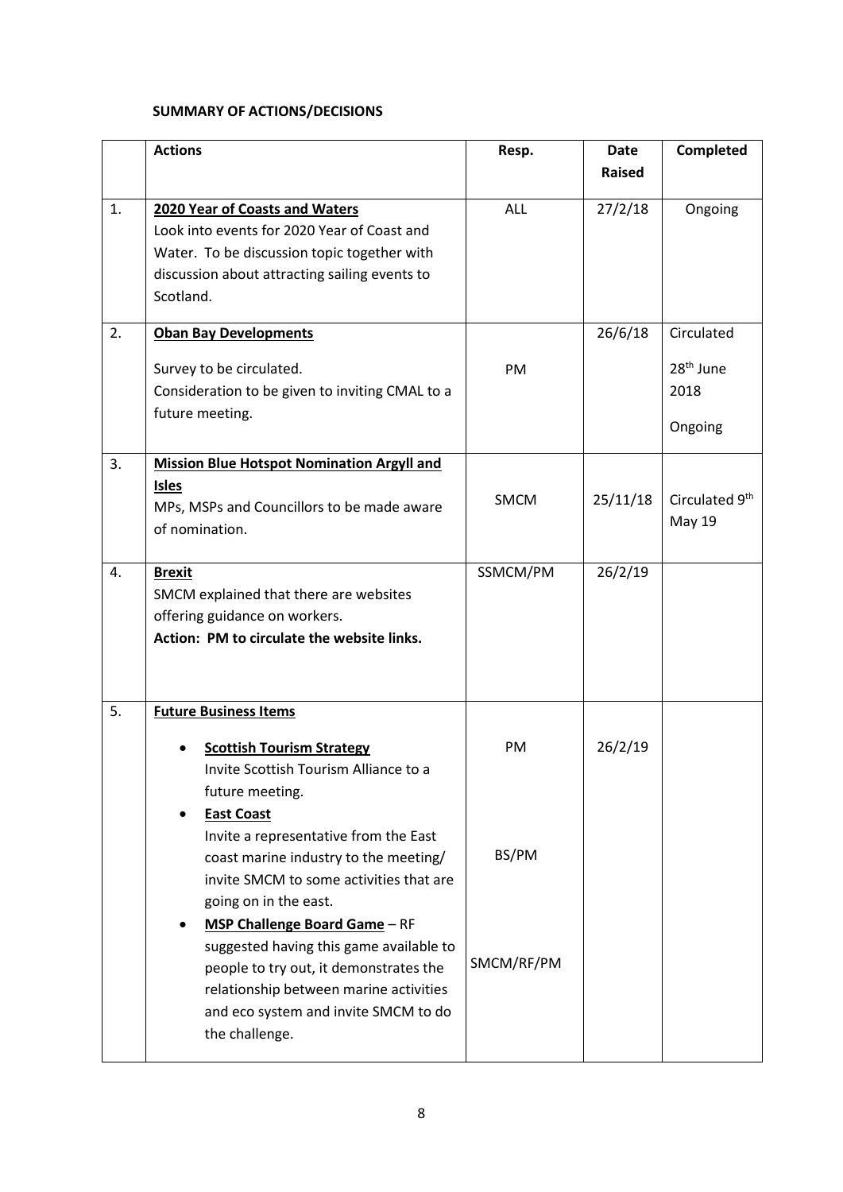## SUMMARY OF ACTIONS/DECISIONS

| | Actions | Resp. | Date Raised | Completed |
|---|---|---|---|---|
| 1. | **2020 Year of Coasts and Waters**<br>Look into events for 2020 Year of Coast and Water. To be discussion topic together with discussion about attracting sailing events to Scotland. | ALL | 27/2/18 | Ongoing |
| 2. | **Oban Bay Developments**<br>Survey to be circulated.<br>Consideration to be given to inviting CMAL to a future meeting. | PM | 26/6/18 | Circulated 28th June 2018<br>Ongoing |
| 3. | **Mission Blue Hotspot Nomination Argyll and Isles**<br>MPs, MSPs and Councillors to be made aware of nomination. | SMCM | 25/11/18 | Circulated 9th May 19 |
| 4. | **Brexit**<br>SMCM explained that there are websites offering guidance on workers.<br>**Action: PM to circulate the website links.** | SSMCM/PM | 26/2/19 | |
| 5. | **Future Business Items**<br>• **Scottish Tourism Strategy** Invite Scottish Tourism Alliance to a future meeting.<br>• **East Coast** Invite a representative from the East coast marine industry to the meeting/ invite SMCM to some activities that are going on in the east.<br>• **MSP Challenge Board Game** – RF suggested having this game available to people to try out, it demonstrates the relationship between marine activities and eco system and invite SMCM to do the challenge. | PM<br><br>BS/PM<br><br>SMCM/RF/PM | 26/2/19 | |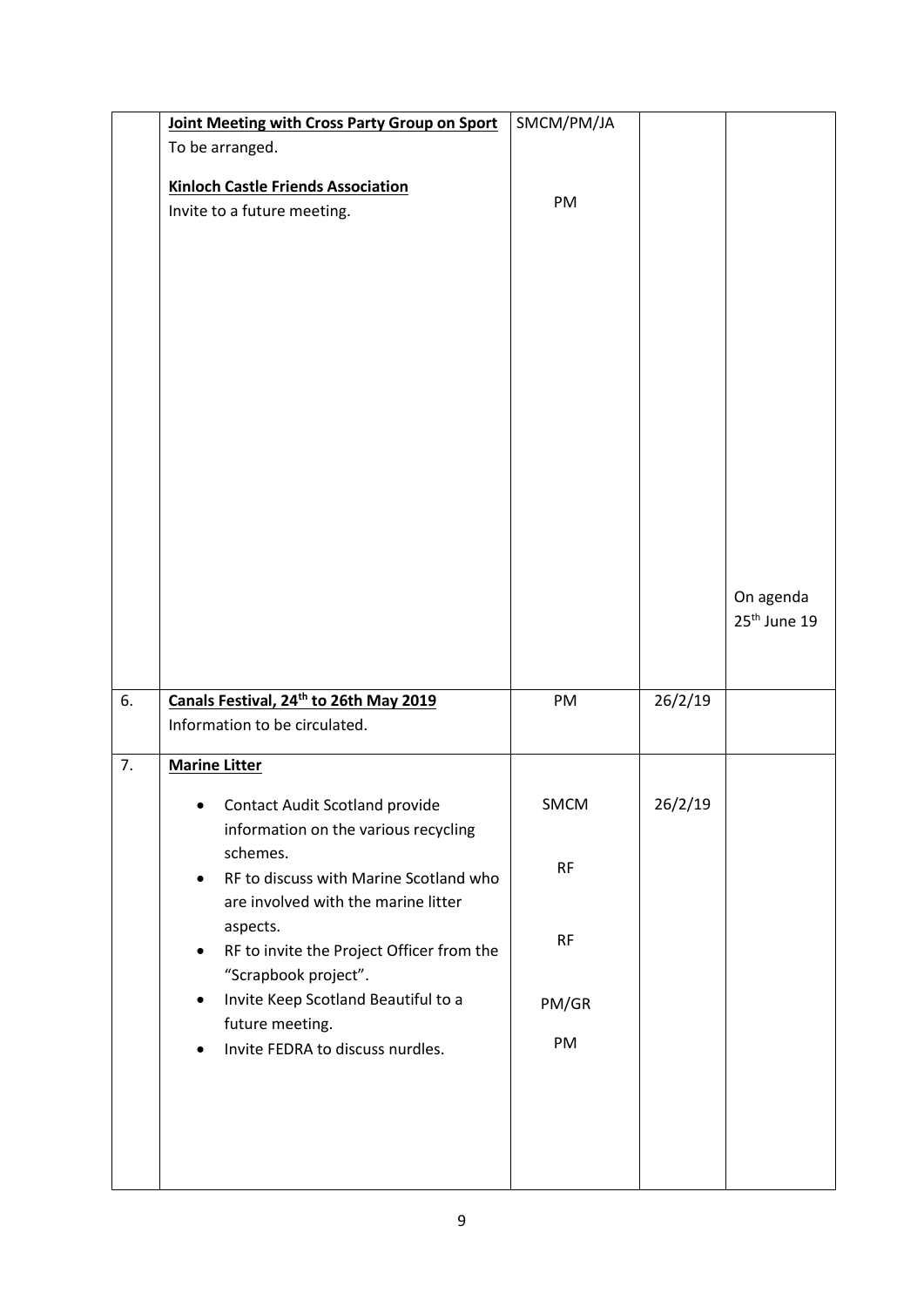|  |  |  |  |  |
|---|---|---|---|---|
|  | **Joint Meeting with Cross Party Group on Sport**<br>To be arranged.<br><br>**Kinloch Castle Friends Association**<br>Invite to a future meeting. | SMCM/PM/JA<br><br><br>PM |  | On agenda 25th June 19 |
| 6. | **Canals Festival, 24th to 26th May 2019**<br>Information to be circulated. | PM | 26/2/19 |  |
| 7. | **Marine Litter**<br><br>• Contact Audit Scotland provide information on the various recycling schemes.<br>• RF to discuss with Marine Scotland who are involved with the marine litter aspects.<br>• RF to invite the Project Officer from the "Scrapbook project".<br>• Invite Keep Scotland Beautiful to a future meeting.<br>• Invite FEDRA to discuss nurdles. | <br><br>SMCM<br><br>RF<br><br>RF<br><br>PM/GR<br><br>PM | <br><br>26/2/19 |  |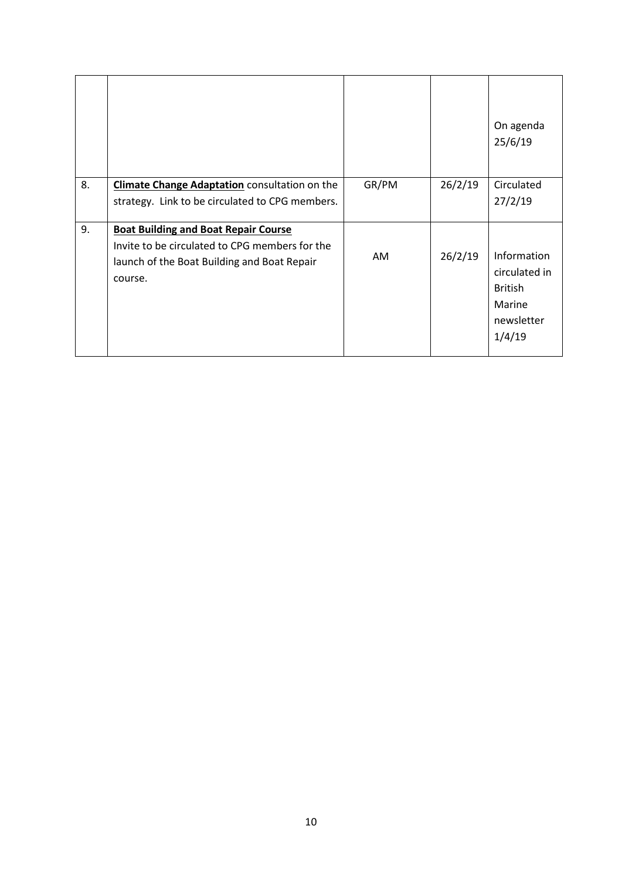| | | | | |
|---|---|---|---|---|
| | | | | On agenda 25/6/19 |
| 8. | **Climate Change Adaptation** consultation on the strategy. Link to be circulated to CPG members. | GR/PM | 26/2/19 | Circulated 27/2/19 |
| 9. | **Boat Building and Boat Repair Course** Invite to be circulated to CPG members for the launch of the Boat Building and Boat Repair course. | AM | 26/2/19 | Information circulated in British Marine newsletter 1/4/19 |